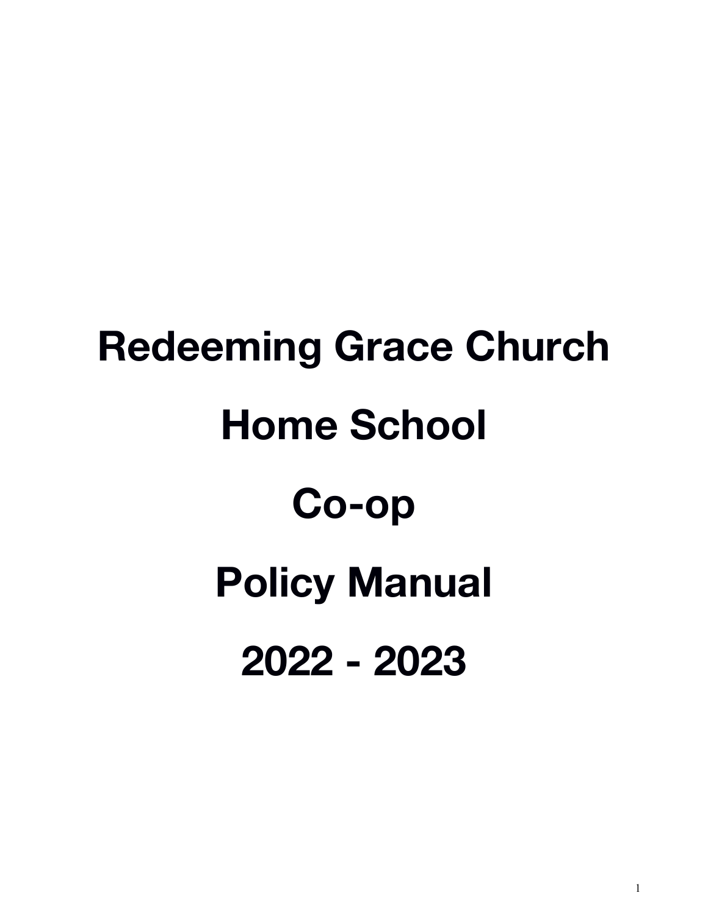# Redeeming Grace Church

# Home School

# Co-op

# Policy Manual

# 2022 - 2023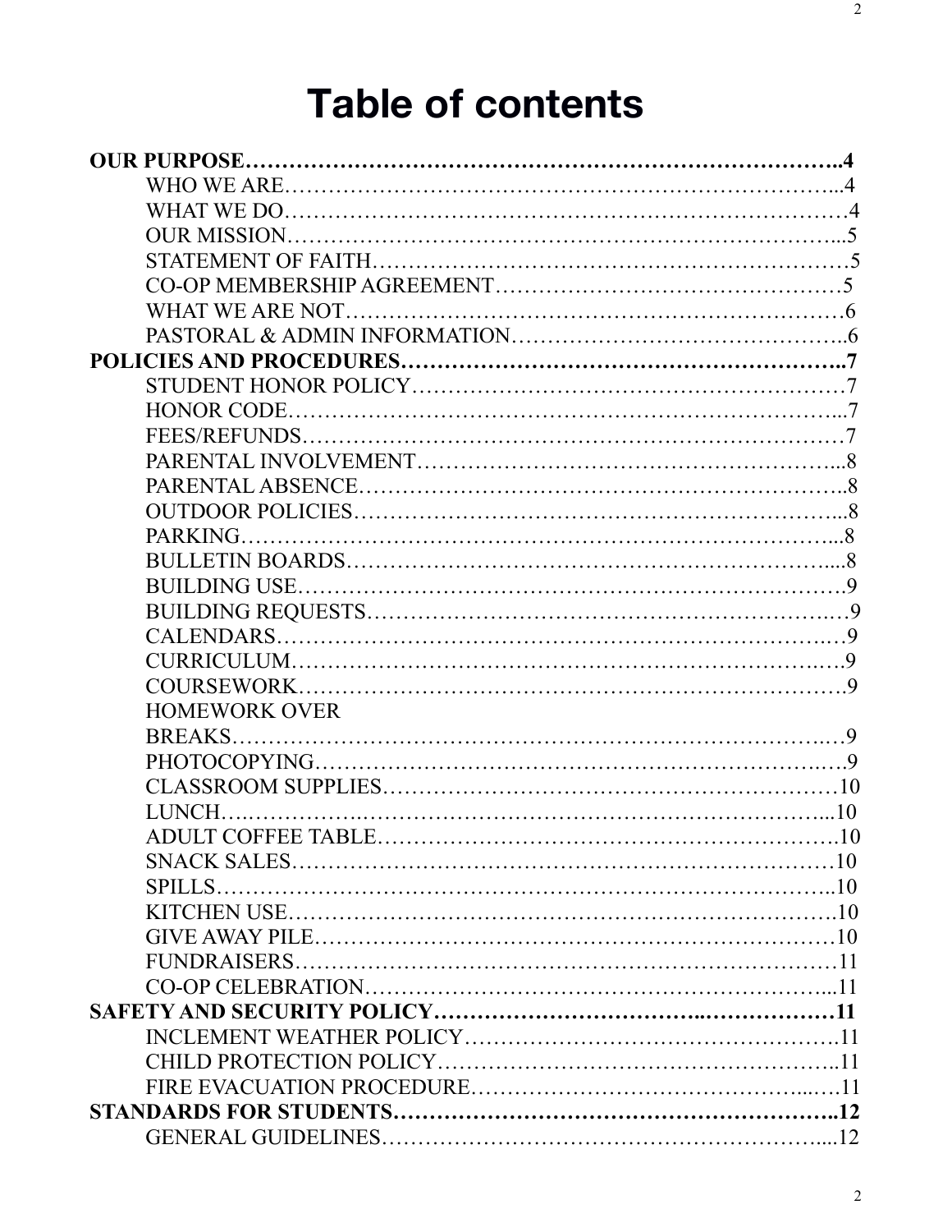# Table of contents

**OUR PURPOSE……………………………………………………………………..4**

- WHO WE ARE……………………………………………………………..4
- WHAT WE DO……………………………………………………………4
- OUR MISSION……………………………………………………………...5
- STATEMENT OF FAITH…………………………………………………5
- CO-OP MEMBERSHIP AGREEMENT……………………………………5
- WHAT WE ARE NOT……………………………………………………6
- PASTORAL & ADMIN INFORMATION……………………………………..6

**POLICIES AND PROCEDURES…………………………………………………..7**

- STUDENT HONOR POLICY………………………………………………7
- HONOR CODE……………………………………………………………...7
- FEES/REFUNDS……………………………………………………………7
- PARENTAL INVOLVEMENT………………………………………………...8
- PARENTAL ABSENCE…………………………………………………..8
- OUTDOOR POLICIES……………………………………………………...8
- PARKING…………………………………………………………………...8
- BULLETIN BOARDS……………………………………………………....8
- BUILDING USE…………………………………………………………….9
- BUILDING REQUESTS…………………………………………………….9
- CALENDARS……………………………………………………………….9
- CURRICULUM……………………………………………………………..9
- COURSEWORK…………………………………………………………….9
- HOMEWORK OVER BREAKS…………………………………………………………………9
- PHOTOCOPYING…………………………………………………………..9
- CLASSROOM SUPPLIES…………………………………………………10
- LUNCH……………………………………………………………………...10
- ADULT COFFEE TABLE………………………………………………….10
- SNACK SALES…………………………………………………………10
- SPILLS………………………………………………………………………..10
- KITCHEN USE……………………………………………………………….10
- GIVE AWAY PILE…………………………………………………………10
- FUNDRAISERS…………………………………………………………11
- CO-OP CELEBRATION……………………………………………………...11

**SAFETY AND SECURITY POLICY…………………………………………………11**

- INCLEMENT WEATHER POLICY………………………………………….11
- CHILD PROTECTION POLICY……………………………………………..11
- FIRE EVACUATION PROCEDURE……………………………………...…11

**STANDARDS FOR STUDENTS…………………………………………………..12**

- GENERAL GUIDELINES…………………………………………………....12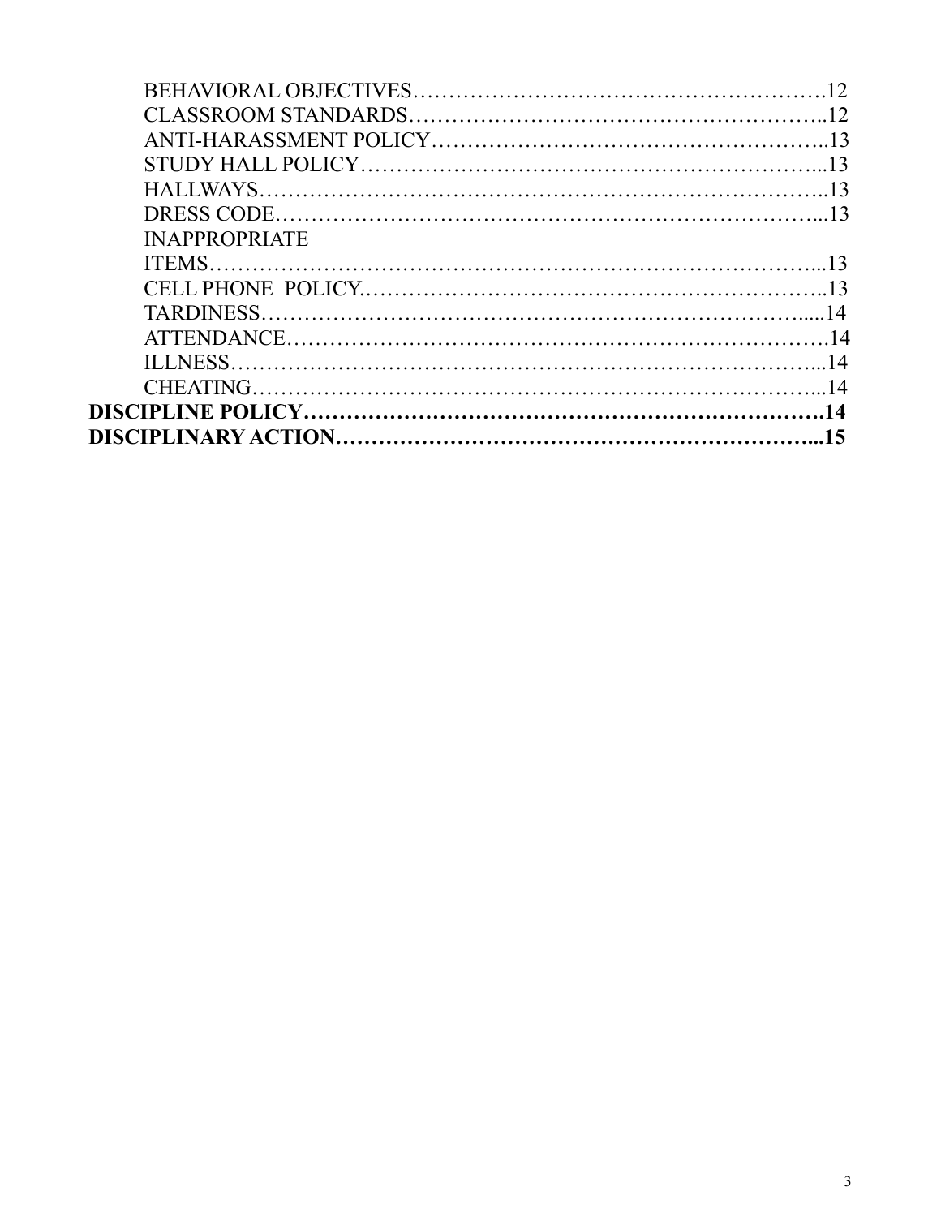BEHAVIORAL OBJECTIVES……………………………………………………12
CLASSROOM STANDARDS…………………………………………………..12
ANTI-HARASSMENT POLICY………………………………………………..13
STUDY HALL POLICY……………………………………………………...13
HALLWAYS…………………………………………………………………..13
DRESS CODE………………………………………………………………...13
INAPPROPRIATE ITEMS……………………………………………………………...13
CELL PHONE POLICY……………………………………………………..13
TARDINESS……………………………………………………………….....14
ATTENDANCE……………………………………………………………….14
ILLNESS……………………………………………………………………...14
CHEATING…………………………………………………………………...14

**DISCIPLINE POLICY……………………………………………………………….14**

**DISCIPLINARY ACTION…………………………………………………………...15**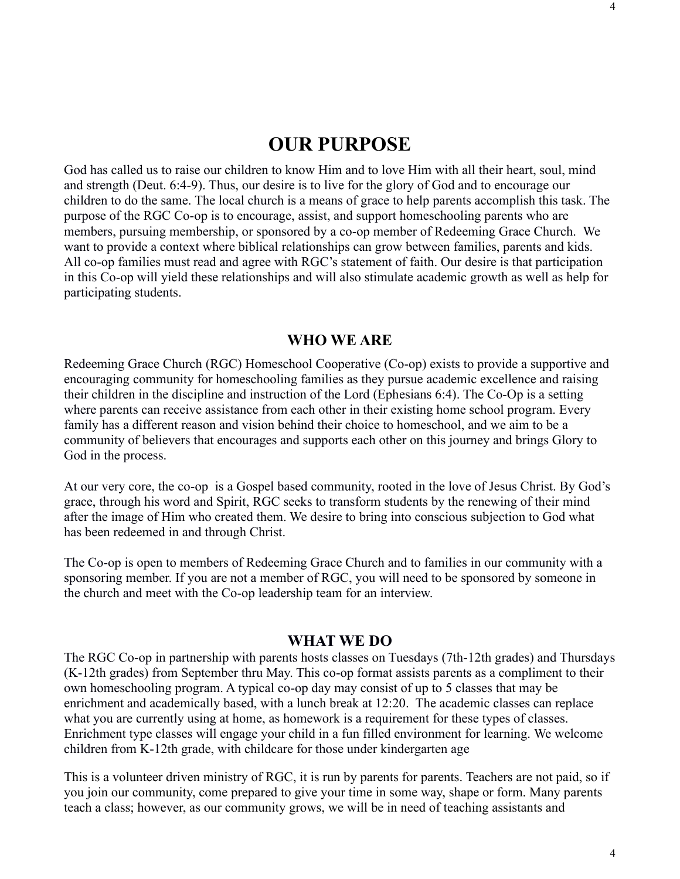# OUR PURPOSE

God has called us to raise our children to know Him and to love Him with all their heart, soul, mind and strength (Deut. 6:4-9). Thus, our desire is to live for the glory of God and to encourage our children to do the same. The local church is a means of grace to help parents accomplish this task. The purpose of the RGC Co-op is to encourage, assist, and support homeschooling parents who are members, pursuing membership, or sponsored by a co-op member of Redeeming Grace Church. We want to provide a context where biblical relationships can grow between families, parents and kids. All co-op families must read and agree with RGC's statement of faith. Our desire is that participation in this Co-op will yield these relationships and will also stimulate academic growth as well as help for participating students.

## WHO WE ARE

Redeeming Grace Church (RGC) Homeschool Cooperative (Co-op) exists to provide a supportive and encouraging community for homeschooling families as they pursue academic excellence and raising their children in the discipline and instruction of the Lord (Ephesians 6:4). The Co-Op is a setting where parents can receive assistance from each other in their existing home school program. Every family has a different reason and vision behind their choice to homeschool, and we aim to be a community of believers that encourages and supports each other on this journey and brings Glory to God in the process.

At our very core, the co-op is a Gospel based community, rooted in the love of Jesus Christ. By God's grace, through his word and Spirit, RGC seeks to transform students by the renewing of their mind after the image of Him who created them. We desire to bring into conscious subjection to God what has been redeemed in and through Christ.

The Co-op is open to members of Redeeming Grace Church and to families in our community with a sponsoring member. If you are not a member of RGC, you will need to be sponsored by someone in the church and meet with the Co-op leadership team for an interview.

## WHAT WE DO

The RGC Co-op in partnership with parents hosts classes on Tuesdays (7th-12th grades) and Thursdays (K-12th grades) from September thru May. This co-op format assists parents as a compliment to their own homeschooling program. A typical co-op day may consist of up to 5 classes that may be enrichment and academically based, with a lunch break at 12:20. The academic classes can replace what you are currently using at home, as homework is a requirement for these types of classes. Enrichment type classes will engage your child in a fun filled environment for learning. We welcome children from K-12th grade, with childcare for those under kindergarten age

This is a volunteer driven ministry of RGC, it is run by parents for parents. Teachers are not paid, so if you join our community, come prepared to give your time in some way, shape or form. Many parents teach a class; however, as our community grows, we will be in need of teaching assistants and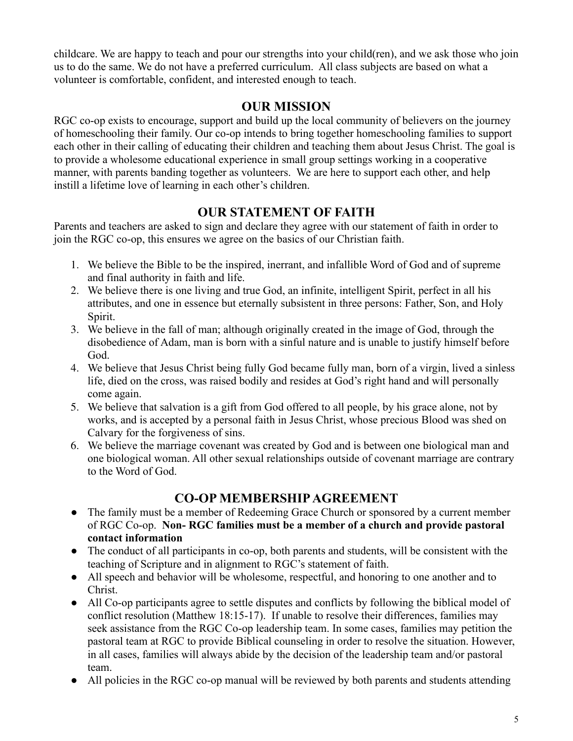childcare. We are happy to teach and pour our strengths into your child(ren), and we ask those who join us to do the same. We do not have a preferred curriculum. All class subjects are based on what a volunteer is comfortable, confident, and interested enough to teach.

## OUR MISSION

RGC co-op exists to encourage, support and build up the local community of believers on the journey of homeschooling their family. Our co-op intends to bring together homeschooling families to support each other in their calling of educating their children and teaching them about Jesus Christ. The goal is to provide a wholesome educational experience in small group settings working in a cooperative manner, with parents banding together as volunteers. We are here to support each other, and help instill a lifetime love of learning in each other's children.

## OUR STATEMENT OF FAITH

Parents and teachers are asked to sign and declare they agree with our statement of faith in order to join the RGC co-op, this ensures we agree on the basics of our Christian faith.

1. We believe the Bible to be the inspired, inerrant, and infallible Word of God and of supreme and final authority in faith and life.
2. We believe there is one living and true God, an infinite, intelligent Spirit, perfect in all his attributes, and one in essence but eternally subsistent in three persons: Father, Son, and Holy Spirit.
3. We believe in the fall of man; although originally created in the image of God, through the disobedience of Adam, man is born with a sinful nature and is unable to justify himself before God.
4. We believe that Jesus Christ being fully God became fully man, born of a virgin, lived a sinless life, died on the cross, was raised bodily and resides at God's right hand and will personally come again.
5. We believe that salvation is a gift from God offered to all people, by his grace alone, not by works, and is accepted by a personal faith in Jesus Christ, whose precious Blood was shed on Calvary for the forgiveness of sins.
6. We believe the marriage covenant was created by God and is between one biological man and one biological woman. All other sexual relationships outside of covenant marriage are contrary to the Word of God.

## CO-OP MEMBERSHIP AGREEMENT

- The family must be a member of Redeeming Grace Church or sponsored by a current member of RGC Co-op. **Non- RGC families must be a member of a church and provide pastoral contact information**
- The conduct of all participants in co-op, both parents and students, will be consistent with the teaching of Scripture and in alignment to RGC's statement of faith.
- All speech and behavior will be wholesome, respectful, and honoring to one another and to Christ.
- All Co-op participants agree to settle disputes and conflicts by following the biblical model of conflict resolution (Matthew 18:15-17). If unable to resolve their differences, families may seek assistance from the RGC Co-op leadership team. In some cases, families may petition the pastoral team at RGC to provide Biblical counseling in order to resolve the situation. However, in all cases, families will always abide by the decision of the leadership team and/or pastoral team.
- All policies in the RGC co-op manual will be reviewed by both parents and students attending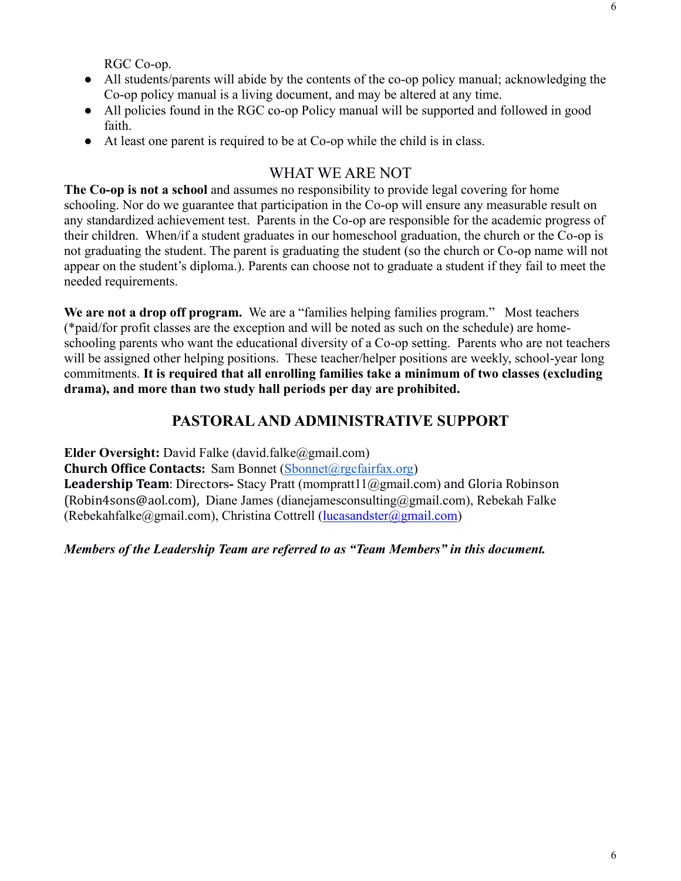RGC Co-op.

- All students/parents will abide by the contents of the co-op policy manual; acknowledging the Co-op policy manual is a living document, and may be altered at any time.
- All policies found in the RGC co-op Policy manual will be supported and followed in good faith.
- At least one parent is required to be at Co-op while the child is in class.

## WHAT WE ARE NOT

**The Co-op is not a school** and assumes no responsibility to provide legal covering for home schooling. Nor do we guarantee that participation in the Co-op will ensure any measurable result on any standardized achievement test. Parents in the Co-op are responsible for the academic progress of their children. When/if a student graduates in our homeschool graduation, the church or the Co-op is not graduating the student. The parent is graduating the student (so the church or Co-op name will not appear on the student's diploma.). Parents can choose not to graduate a student if they fail to meet the needed requirements.

**We are not a drop off program.** We are a "families helping families program." Most teachers (*paid/for profit classes are the exception and will be noted as such on the schedule) are home-schooling parents who want the educational diversity of a Co-op setting. Parents who are not teachers will be assigned other helping positions. These teacher/helper positions are weekly, school-year long commitments. **It is required that all enrolling families take a minimum of two classes (excluding drama), and more than two study hall periods per day are prohibited.**

## PASTORAL AND ADMINISTRATIVE SUPPORT

**Elder Oversight:** David Falke (david.falke@gmail.com)
**Church Office Contacts:** Sam Bonnet (Sbonnet@rgcfairfax.org)
**Leadership Team**: Directors- Stacy Pratt (mompratt11@gmail.com) and Gloria Robinson (Robin4sons@aol.com), Diane James (dianejamesconsulting@gmail.com), Rebekah Falke (Rebekahfalke@gmail.com), Christina Cottrell (lucasandster@gmail.com)

***Members of the Leadership Team are referred to as "Team Members" in this document.***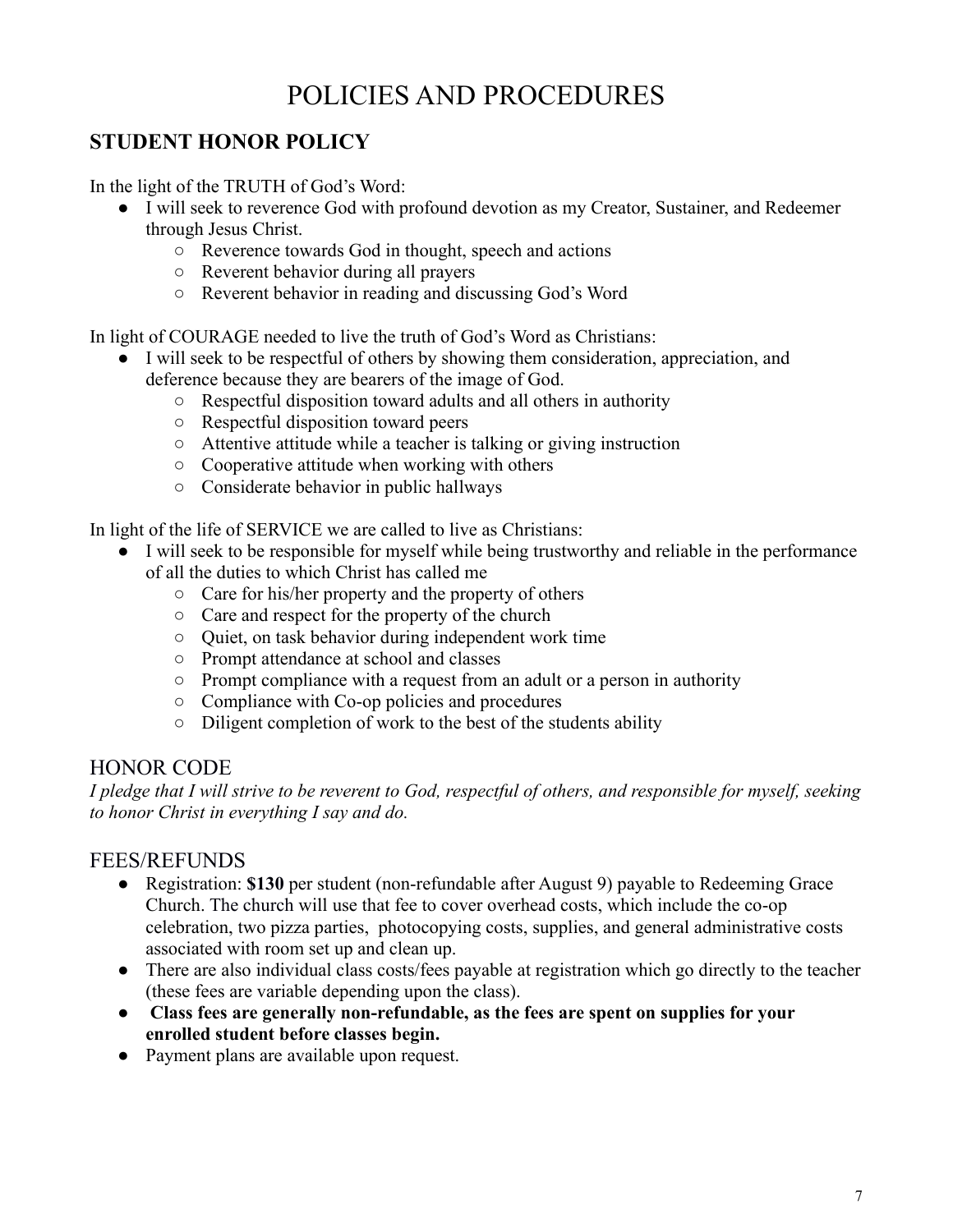# POLICIES AND PROCEDURES

## STUDENT HONOR POLICY

In the light of the TRUTH of God's Word:

- I will seek to reverence God with profound devotion as my Creator, Sustainer, and Redeemer through Jesus Christ.
  - Reverence towards God in thought, speech and actions
  - Reverent behavior during all prayers
  - Reverent behavior in reading and discussing God's Word

In light of COURAGE needed to live the truth of God's Word as Christians:

- I will seek to be respectful of others by showing them consideration, appreciation, and deference because they are bearers of the image of God.
  - Respectful disposition toward adults and all others in authority
  - Respectful disposition toward peers
  - Attentive attitude while a teacher is talking or giving instruction
  - Cooperative attitude when working with others
  - Considerate behavior in public hallways

In light of the life of SERVICE we are called to live as Christians:

- I will seek to be responsible for myself while being trustworthy and reliable in the performance of all the duties to which Christ has called me
  - Care for his/her property and the property of others
  - Care and respect for the property of the church
  - Quiet, on task behavior during independent work time
  - Prompt attendance at school and classes
  - Prompt compliance with a request from an adult or a person in authority
  - Compliance with Co-op policies and procedures
  - Diligent completion of work to the best of the students ability

## HONOR CODE

*I pledge that I will strive to be reverent to God, respectful of others, and responsible for myself, seeking to honor Christ in everything I say and do.*

## FEES/REFUNDS

- Registration: **$130** per student (non-refundable after August 9) payable to Redeeming Grace Church. The church will use that fee to cover overhead costs, which include the co-op celebration, two pizza parties, photocopying costs, supplies, and general administrative costs associated with room set up and clean up.
- There are also individual class costs/fees payable at registration which go directly to the teacher (these fees are variable depending upon the class).
- **Class fees are generally non-refundable, as the fees are spent on supplies for your enrolled student before classes begin.**
- Payment plans are available upon request.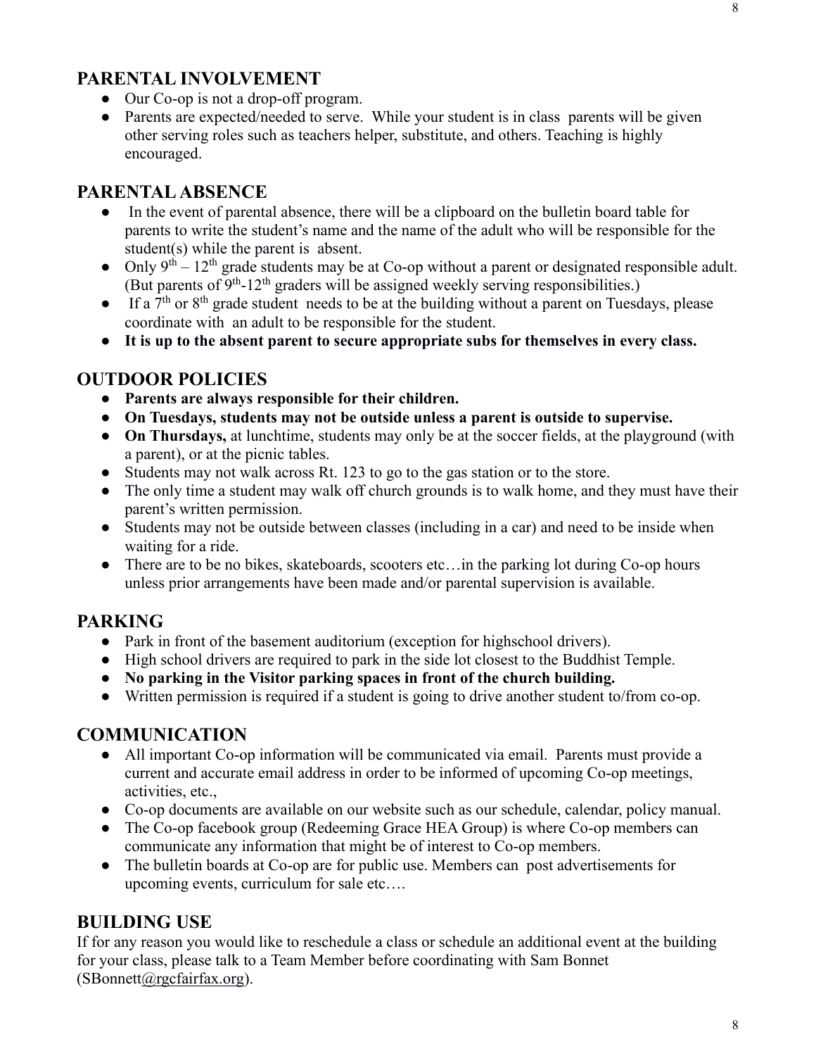## PARENTAL INVOLVEMENT

- Our Co-op is not a drop-off program.
- Parents are expected/needed to serve. While your student is in class parents will be given other serving roles such as teachers helper, substitute, and others. Teaching is highly encouraged.

## PARENTAL ABSENCE

- In the event of parental absence, there will be a clipboard on the bulletin board table for parents to write the student's name and the name of the adult who will be responsible for the student(s) while the parent is absent.
- Only 9th – 12th grade students may be at Co-op without a parent or designated responsible adult. (But parents of 9th-12th graders will be assigned weekly serving responsibilities.)
- If a 7th or 8th grade student needs to be at the building without a parent on Tuesdays, please coordinate with an adult to be responsible for the student.
- **It is up to the absent parent to secure appropriate subs for themselves in every class.**

## OUTDOOR POLICIES

- **Parents are always responsible for their children.**
- **On Tuesdays, students may not be outside unless a parent is outside to supervise.**
- **On Thursdays,** at lunchtime, students may only be at the soccer fields, at the playground (with a parent), or at the picnic tables.
- Students may not walk across Rt. 123 to go to the gas station or to the store.
- The only time a student may walk off church grounds is to walk home, and they must have their parent's written permission.
- Students may not be outside between classes (including in a car) and need to be inside when waiting for a ride.
- There are to be no bikes, skateboards, scooters etc…in the parking lot during Co-op hours unless prior arrangements have been made and/or parental supervision is available.

## PARKING

- Park in front of the basement auditorium (exception for highschool drivers).
- High school drivers are required to park in the side lot closest to the Buddhist Temple.
- **No parking in the Visitor parking spaces in front of the church building.**
- Written permission is required if a student is going to drive another student to/from co-op.

## COMMUNICATION

- All important Co-op information will be communicated via email. Parents must provide a current and accurate email address in order to be informed of upcoming Co-op meetings, activities, etc.,
- Co-op documents are available on our website such as our schedule, calendar, policy manual.
- The Co-op facebook group (Redeeming Grace HEA Group) is where Co-op members can communicate any information that might be of interest to Co-op members.
- The bulletin boards at Co-op are for public use. Members can post advertisements for upcoming events, curriculum for sale etc….

## BUILDING USE

If for any reason you would like to reschedule a class or schedule an additional event at the building for your class, please talk to a Team Member before coordinating with Sam Bonnet (SBonnett@rgcfairfax.org).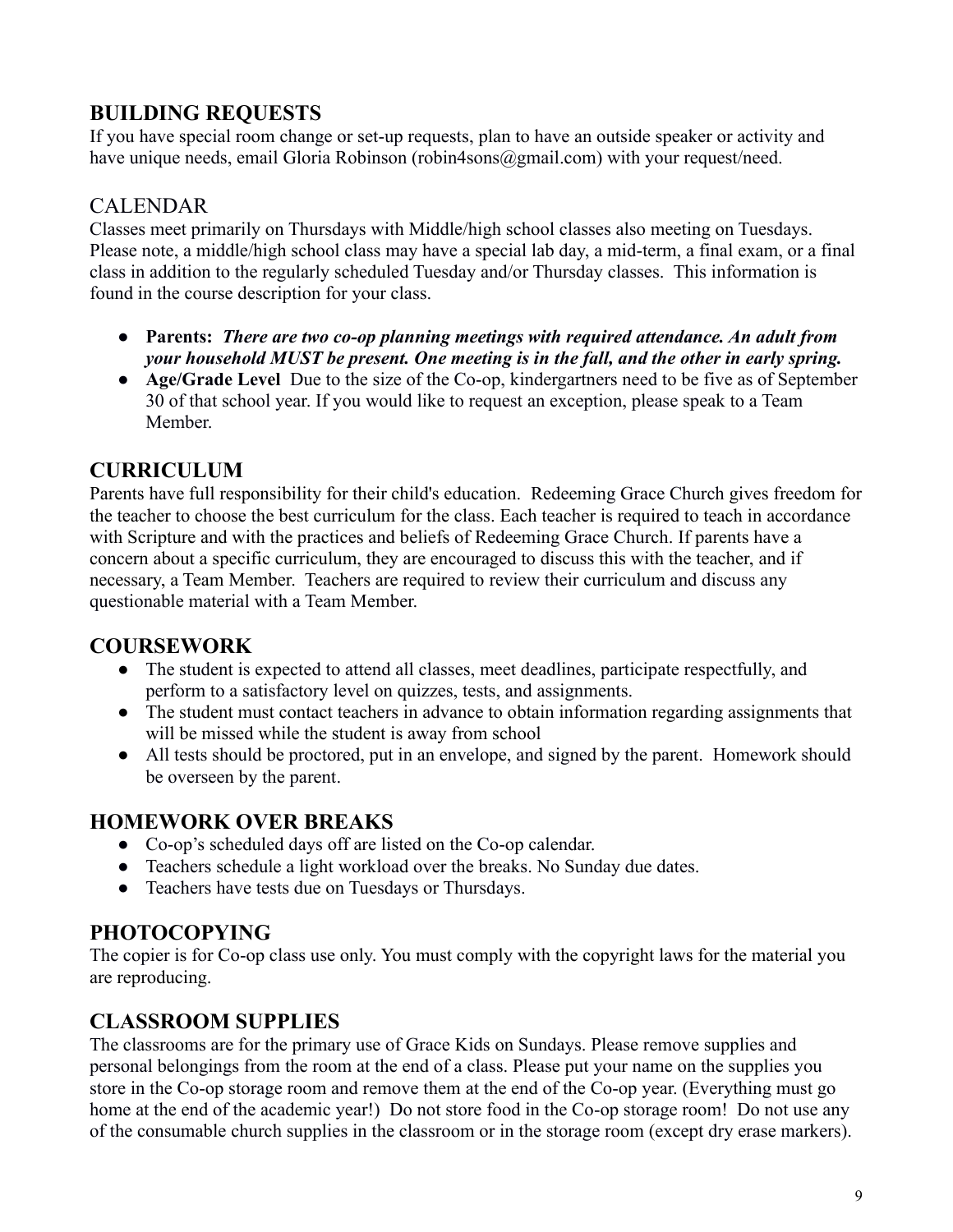## BUILDING REQUESTS

If you have special room change or set-up requests, plan to have an outside speaker or activity and have unique needs, email Gloria Robinson (robin4sons@gmail.com) with your request/need.

## CALENDAR

Classes meet primarily on Thursdays with Middle/high school classes also meeting on Tuesdays. Please note, a middle/high school class may have a special lab day, a mid-term, a final exam, or a final class in addition to the regularly scheduled Tuesday and/or Thursday classes. This information is found in the course description for your class.

- **Parents:** ***There are two co-op planning meetings with required attendance. An adult from your household MUST be present. One meeting is in the fall, and the other in early spring.***
- **Age/Grade Level** Due to the size of the Co-op, kindergartners need to be five as of September 30 of that school year. If you would like to request an exception, please speak to a Team Member.

## CURRICULUM

Parents have full responsibility for their child's education. Redeeming Grace Church gives freedom for the teacher to choose the best curriculum for the class. Each teacher is required to teach in accordance with Scripture and with the practices and beliefs of Redeeming Grace Church. If parents have a concern about a specific curriculum, they are encouraged to discuss this with the teacher, and if necessary, a Team Member. Teachers are required to review their curriculum and discuss any questionable material with a Team Member.

## COURSEWORK

- The student is expected to attend all classes, meet deadlines, participate respectfully, and perform to a satisfactory level on quizzes, tests, and assignments.
- The student must contact teachers in advance to obtain information regarding assignments that will be missed while the student is away from school
- All tests should be proctored, put in an envelope, and signed by the parent. Homework should be overseen by the parent.

## HOMEWORK OVER BREAKS

- Co-op's scheduled days off are listed on the Co-op calendar.
- Teachers schedule a light workload over the breaks. No Sunday due dates.
- Teachers have tests due on Tuesdays or Thursdays.

## PHOTOCOPYING

The copier is for Co-op class use only. You must comply with the copyright laws for the material you are reproducing.

## CLASSROOM SUPPLIES

The classrooms are for the primary use of Grace Kids on Sundays. Please remove supplies and personal belongings from the room at the end of a class. Please put your name on the supplies you store in the Co-op storage room and remove them at the end of the Co-op year. (Everything must go home at the end of the academic year!) Do not store food in the Co-op storage room! Do not use any of the consumable church supplies in the classroom or in the storage room (except dry erase markers).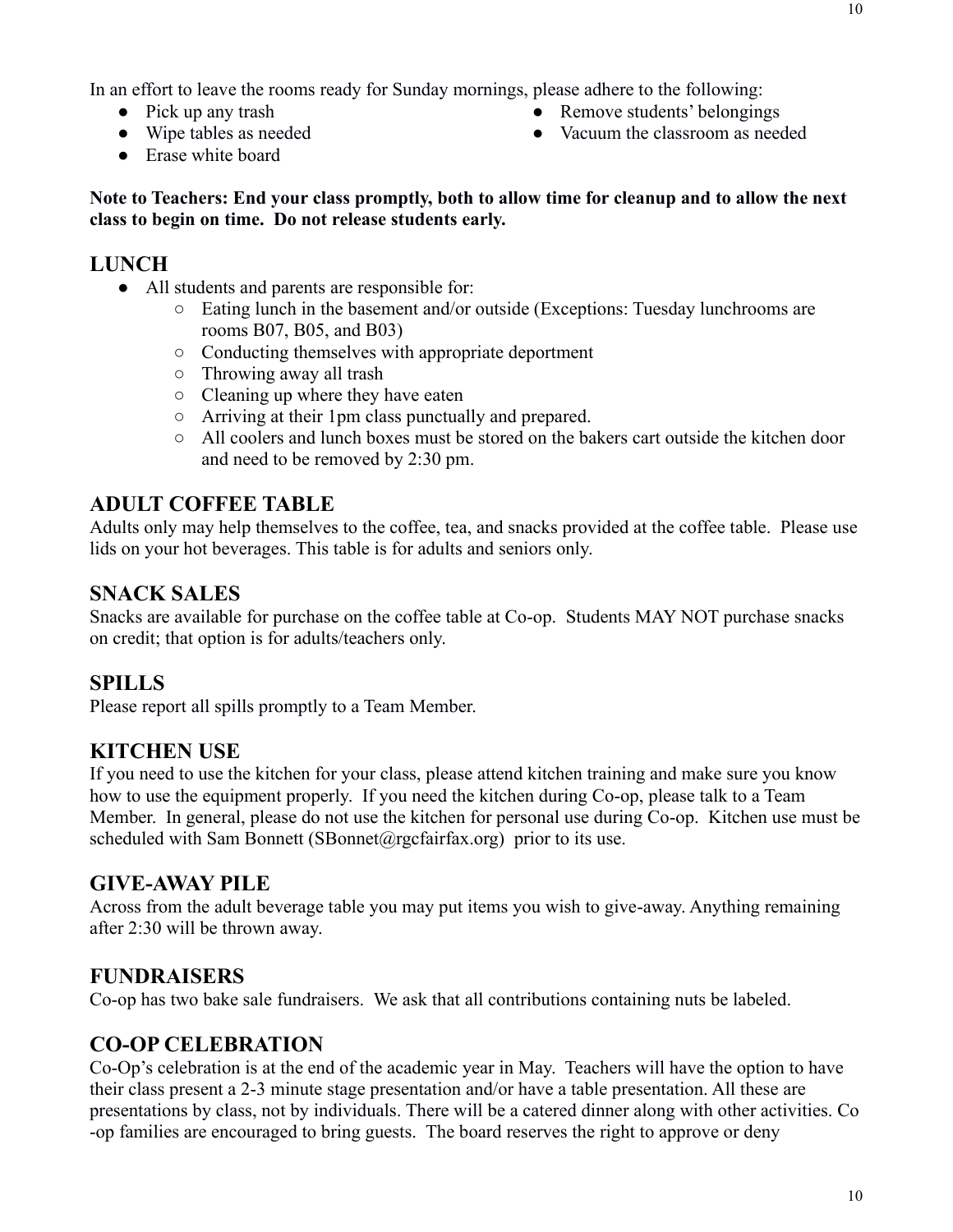In an effort to leave the rooms ready for Sunday mornings, please adhere to the following:

- Pick up any trash
- Wipe tables as needed
- Erase white board
- Remove students' belongings
- Vacuum the classroom as needed

**Note to Teachers: End your class promptly, both to allow time for cleanup and to allow the next class to begin on time. Do not release students early.**

## LUNCH

- All students and parents are responsible for:
  - Eating lunch in the basement and/or outside (Exceptions: Tuesday lunchrooms are rooms B07, B05, and B03)
  - Conducting themselves with appropriate deportment
  - Throwing away all trash
  - Cleaning up where they have eaten
  - Arriving at their 1pm class punctually and prepared.
  - All coolers and lunch boxes must be stored on the bakers cart outside the kitchen door and need to be removed by 2:30 pm.

## ADULT COFFEE TABLE

Adults only may help themselves to the coffee, tea, and snacks provided at the coffee table. Please use lids on your hot beverages. This table is for adults and seniors only.

## SNACK SALES

Snacks are available for purchase on the coffee table at Co-op. Students MAY NOT purchase snacks on credit; that option is for adults/teachers only.

## SPILLS

Please report all spills promptly to a Team Member.

## KITCHEN USE

If you need to use the kitchen for your class, please attend kitchen training and make sure you know how to use the equipment properly. If you need the kitchen during Co-op, please talk to a Team Member. In general, please do not use the kitchen for personal use during Co-op. Kitchen use must be scheduled with Sam Bonnett (SBonnet@rgcfairfax.org) prior to its use.

## GIVE-AWAY PILE

Across from the adult beverage table you may put items you wish to give-away. Anything remaining after 2:30 will be thrown away.

## FUNDRAISERS

Co-op has two bake sale fundraisers. We ask that all contributions containing nuts be labeled.

## CO-OP CELEBRATION

Co-Op's celebration is at the end of the academic year in May. Teachers will have the option to have their class present a 2-3 minute stage presentation and/or have a table presentation. All these are presentations by class, not by individuals. There will be a catered dinner along with other activities. Co -op families are encouraged to bring guests. The board reserves the right to approve or deny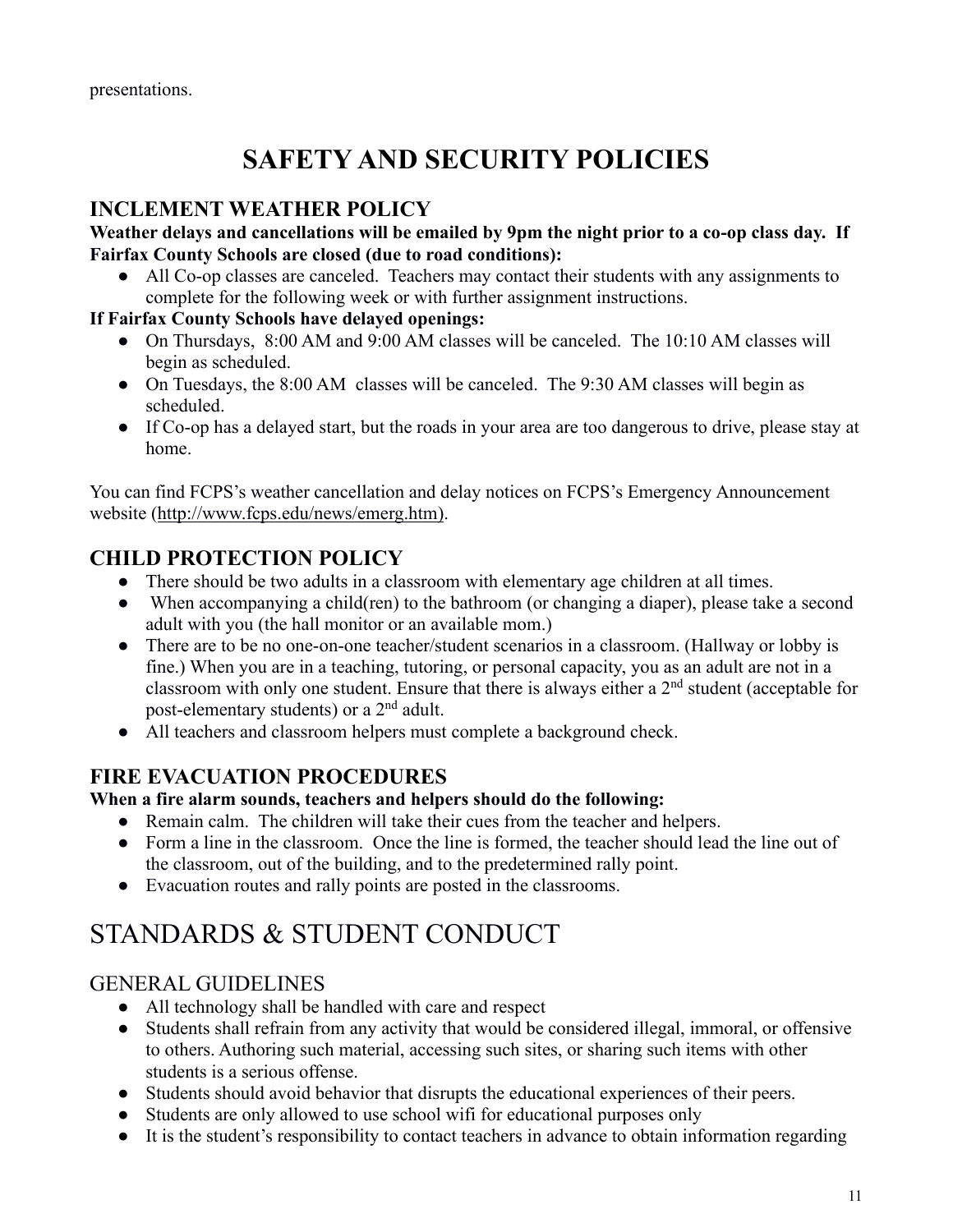presentations.

# SAFETY AND SECURITY POLICIES

## INCLEMENT WEATHER POLICY

**Weather delays and cancellations will be emailed by 9pm the night prior to a co-op class day. If Fairfax County Schools are closed (due to road conditions):**

- All Co-op classes are canceled. Teachers may contact their students with any assignments to complete for the following week or with further assignment instructions.

**If Fairfax County Schools have delayed openings:**

- On Thursdays, 8:00 AM and 9:00 AM classes will be canceled. The 10:10 AM classes will begin as scheduled.
- On Tuesdays, the 8:00 AM classes will be canceled. The 9:30 AM classes will begin as scheduled.
- If Co-op has a delayed start, but the roads in your area are too dangerous to drive, please stay at home.

You can find FCPS's weather cancellation and delay notices on FCPS's Emergency Announcement website (http://www.fcps.edu/news/emerg.htm).

## CHILD PROTECTION POLICY

- There should be two adults in a classroom with elementary age children at all times.
- When accompanying a child(ren) to the bathroom (or changing a diaper), please take a second adult with you (the hall monitor or an available mom.)
- There are to be no one-on-one teacher/student scenarios in a classroom. (Hallway or lobby is fine.) When you are in a teaching, tutoring, or personal capacity, you as an adult are not in a classroom with only one student. Ensure that there is always either a 2nd student (acceptable for post-elementary students) or a 2nd adult.
- All teachers and classroom helpers must complete a background check.

## FIRE EVACUATION PROCEDURES

**When a fire alarm sounds, teachers and helpers should do the following:**

- Remain calm. The children will take their cues from the teacher and helpers.
- Form a line in the classroom. Once the line is formed, the teacher should lead the line out of the classroom, out of the building, and to the predetermined rally point.
- Evacuation routes and rally points are posted in the classrooms.

# STANDARDS & STUDENT CONDUCT

## GENERAL GUIDELINES

- All technology shall be handled with care and respect
- Students shall refrain from any activity that would be considered illegal, immoral, or offensive to others. Authoring such material, accessing such sites, or sharing such items with other students is a serious offense.
- Students should avoid behavior that disrupts the educational experiences of their peers.
- Students are only allowed to use school wifi for educational purposes only
- It is the student's responsibility to contact teachers in advance to obtain information regarding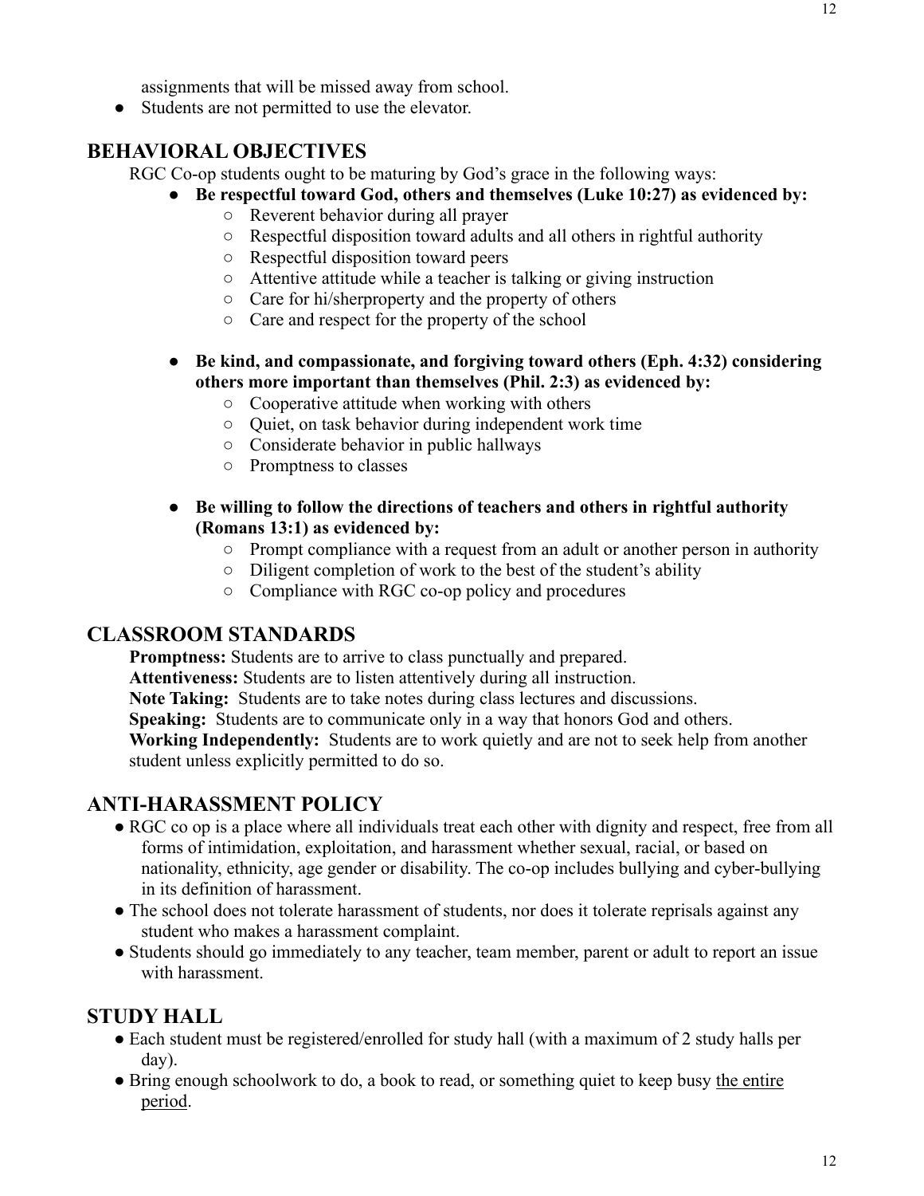assignments that will be missed away from school.

- Students are not permitted to use the elevator.

## BEHAVIORAL OBJECTIVES

RGC Co-op students ought to be maturing by God's grace in the following ways:

- **Be respectful toward God, others and themselves (Luke 10:27) as evidenced by:**
  - Reverent behavior during all prayer
  - Respectful disposition toward adults and all others in rightful authority
  - Respectful disposition toward peers
  - Attentive attitude while a teacher is talking or giving instruction
  - Care for hi/sherproperty and the property of others
  - Care and respect for the property of the school

- **Be kind, and compassionate, and forgiving toward others (Eph. 4:32) considering others more important than themselves (Phil. 2:3) as evidenced by:**
  - Cooperative attitude when working with others
  - Quiet, on task behavior during independent work time
  - Considerate behavior in public hallways
  - Promptness to classes

- **Be willing to follow the directions of teachers and others in rightful authority (Romans 13:1) as evidenced by:**
  - Prompt compliance with a request from an adult or another person in authority
  - Diligent completion of work to the best of the student's ability
  - Compliance with RGC co-op policy and procedures

## CLASSROOM STANDARDS

**Promptness:** Students are to arrive to class punctually and prepared.
**Attentiveness:** Students are to listen attentively during all instruction.
**Note Taking:** Students are to take notes during class lectures and discussions.
**Speaking:** Students are to communicate only in a way that honors God and others.
**Working Independently:** Students are to work quietly and are not to seek help from another student unless explicitly permitted to do so.

## ANTI-HARASSMENT POLICY

- RGC co op is a place where all individuals treat each other with dignity and respect, free from all forms of intimidation, exploitation, and harassment whether sexual, racial, or based on nationality, ethnicity, age gender or disability. The co-op includes bullying and cyber-bullying in its definition of harassment.
- The school does not tolerate harassment of students, nor does it tolerate reprisals against any student who makes a harassment complaint.
- Students should go immediately to any teacher, team member, parent or adult to report an issue with harassment.

## STUDY HALL

- Each student must be registered/enrolled for study hall (with a maximum of 2 study halls per day).
- Bring enough schoolwork to do, a book to read, or something quiet to keep busy <u>the entire period</u>.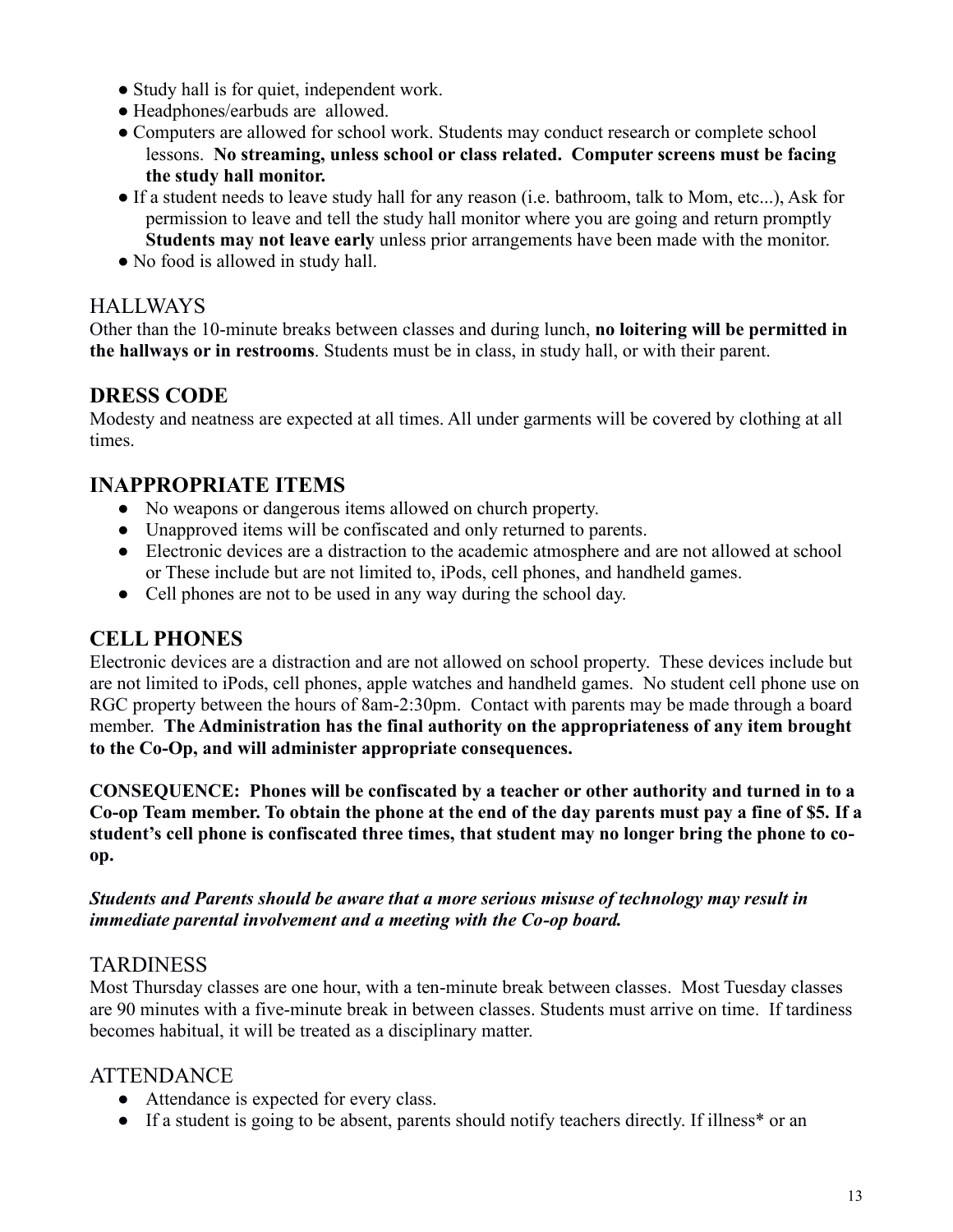- Study hall is for quiet, independent work.
- Headphones/earbuds are  allowed.
- Computers are allowed for school work. Students may conduct research or complete school lessons. **No streaming, unless school or class related. Computer screens must be facing the study hall monitor.**
- If a student needs to leave study hall for any reason (i.e. bathroom, talk to Mom, etc...), Ask for permission to leave and tell the study hall monitor where you are going and return promptly **Students may not leave early** unless prior arrangements have been made with the monitor.
- No food is allowed in study hall.

## HALLWAYS

Other than the 10-minute breaks between classes and during lunch, **no loitering will be permitted in the hallways or in restrooms**. Students must be in class, in study hall, or with their parent.

## DRESS CODE

Modesty and neatness are expected at all times. All under garments will be covered by clothing at all times.

## INAPPROPRIATE ITEMS

- No weapons or dangerous items allowed on church property.
- Unapproved items will be confiscated and only returned to parents.
- Electronic devices are a distraction to the academic atmosphere and are not allowed at school or These include but are not limited to, iPods, cell phones, and handheld games.
- Cell phones are not to be used in any way during the school day.

## CELL PHONES

Electronic devices are a distraction and are not allowed on school property. These devices include but are not limited to iPods, cell phones, apple watches and handheld games. No student cell phone use on RGC property between the hours of 8am-2:30pm. Contact with parents may be made through a board member. **The Administration has the final authority on the appropriateness of any item brought to the Co-Op, and will administer appropriate consequences.**

**CONSEQUENCE: Phones will be confiscated by a teacher or other authority and turned in to a Co-op Team member. To obtain the phone at the end of the day parents must pay a fine of $5. If a student's cell phone is confiscated three times, that student may no longer bring the phone to co-op.**

***Students and Parents should be aware that a more serious misuse of technology may result in immediate parental involvement and a meeting with the Co-op board.***

## TARDINESS

Most Thursday classes are one hour, with a ten-minute break between classes. Most Tuesday classes are 90 minutes with a five-minute break in between classes. Students must arrive on time. If tardiness becomes habitual, it will be treated as a disciplinary matter.

## ATTENDANCE

- Attendance is expected for every class.
- If a student is going to be absent, parents should notify teachers directly. If illness* or an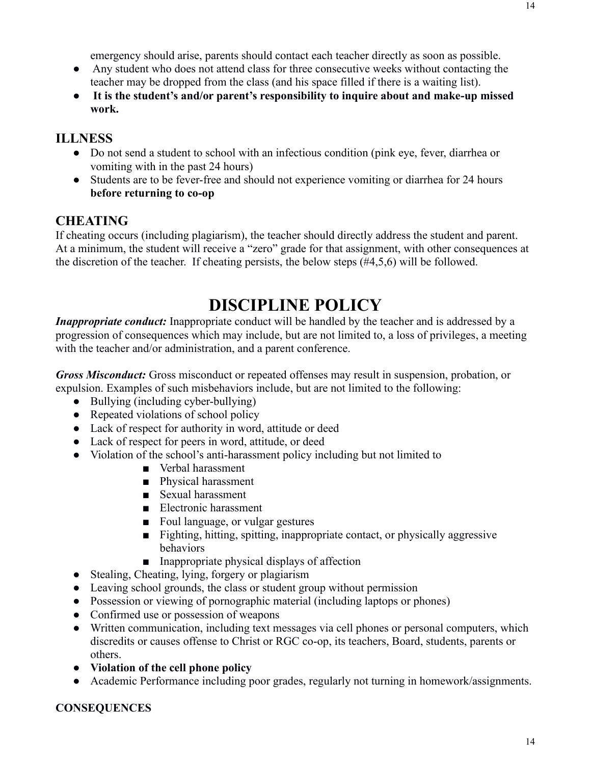emergency should arise, parents should contact each teacher directly as soon as possible.

- Any student who does not attend class for three consecutive weeks without contacting the teacher may be dropped from the class (and his space filled if there is a waiting list).
- **It is the student's and/or parent's responsibility to inquire about and make-up missed work.**

## ILLNESS

- Do not send a student to school with an infectious condition (pink eye, fever, diarrhea or vomiting with in the past 24 hours)
- Students are to be fever-free and should not experience vomiting or diarrhea for 24 hours **before returning to co-op**

## CHEATING

If cheating occurs (including plagiarism), the teacher should directly address the student and parent. At a minimum, the student will receive a "zero" grade for that assignment, with other consequences at the discretion of the teacher. If cheating persists, the below steps (#4,5,6) will be followed.

# DISCIPLINE POLICY

***Inappropriate conduct:*** Inappropriate conduct will be handled by the teacher and is addressed by a progression of consequences which may include, but are not limited to, a loss of privileges, a meeting with the teacher and/or administration, and a parent conference.

***Gross Misconduct:*** Gross misconduct or repeated offenses may result in suspension, probation, or expulsion. Examples of such misbehaviors include, but are not limited to the following:

- Bullying (including cyber-bullying)
- Repeated violations of school policy
- Lack of respect for authority in word, attitude or deed
- Lack of respect for peers in word, attitude, or deed
- Violation of the school's anti-harassment policy including but not limited to
    - Verbal harassment
    - Physical harassment
    - Sexual harassment
    - Electronic harassment
    - Foul language, or vulgar gestures
    - Fighting, hitting, spitting, inappropriate contact, or physically aggressive behaviors
    - Inappropriate physical displays of affection
- Stealing, Cheating, lying, forgery or plagiarism
- Leaving school grounds, the class or student group without permission
- Possession or viewing of pornographic material (including laptops or phones)
- Confirmed use or possession of weapons
- Written communication, including text messages via cell phones or personal computers, which discredits or causes offense to Christ or RGC co-op, its teachers, Board, students, parents or others.
- **Violation of the cell phone policy**
- Academic Performance including poor grades, regularly not turning in homework/assignments.

**CONSEQUENCES**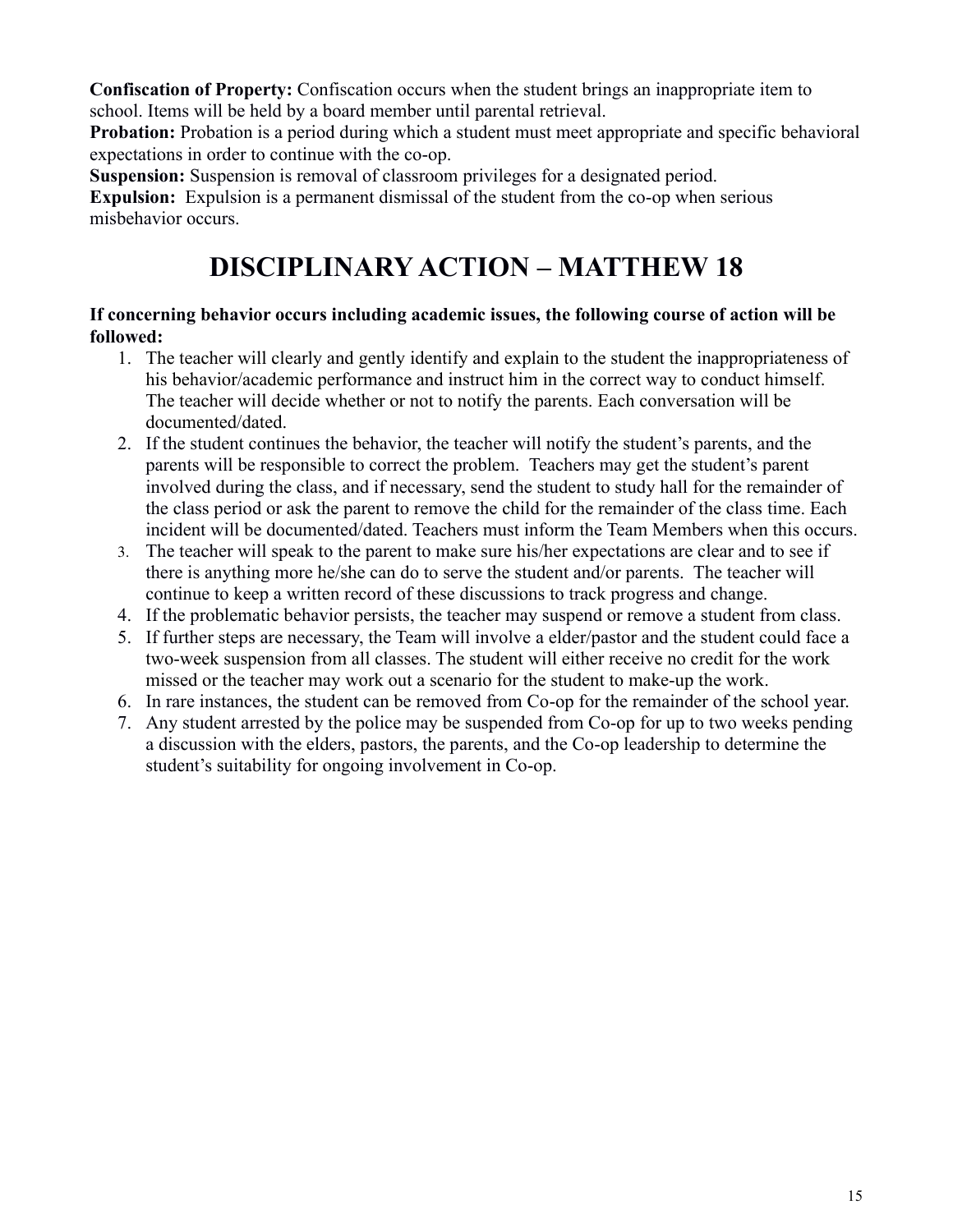**Confiscation of Property:** Confiscation occurs when the student brings an inappropriate item to school. Items will be held by a board member until parental retrieval.

**Probation:** Probation is a period during which a student must meet appropriate and specific behavioral expectations in order to continue with the co-op.

**Suspension:** Suspension is removal of classroom privileges for a designated period.

**Expulsion:** Expulsion is a permanent dismissal of the student from the co-op when serious misbehavior occurs.

# DISCIPLINARY ACTION – MATTHEW 18

**If concerning behavior occurs including academic issues, the following course of action will be followed:**

1. The teacher will clearly and gently identify and explain to the student the inappropriateness of his behavior/academic performance and instruct him in the correct way to conduct himself. The teacher will decide whether or not to notify the parents. Each conversation will be documented/dated.
2. If the student continues the behavior, the teacher will notify the student's parents, and the parents will be responsible to correct the problem. Teachers may get the student's parent involved during the class, and if necessary, send the student to study hall for the remainder of the class period or ask the parent to remove the child for the remainder of the class time. Each incident will be documented/dated. Teachers must inform the Team Members when this occurs.
3. The teacher will speak to the parent to make sure his/her expectations are clear and to see if there is anything more he/she can do to serve the student and/or parents. The teacher will continue to keep a written record of these discussions to track progress and change.
4. If the problematic behavior persists, the teacher may suspend or remove a student from class.
5. If further steps are necessary, the Team will involve a elder/pastor and the student could face a two-week suspension from all classes. The student will either receive no credit for the work missed or the teacher may work out a scenario for the student to make-up the work.
6. In rare instances, the student can be removed from Co-op for the remainder of the school year.
7. Any student arrested by the police may be suspended from Co-op for up to two weeks pending a discussion with the elders, pastors, the parents, and the Co-op leadership to determine the student's suitability for ongoing involvement in Co-op.